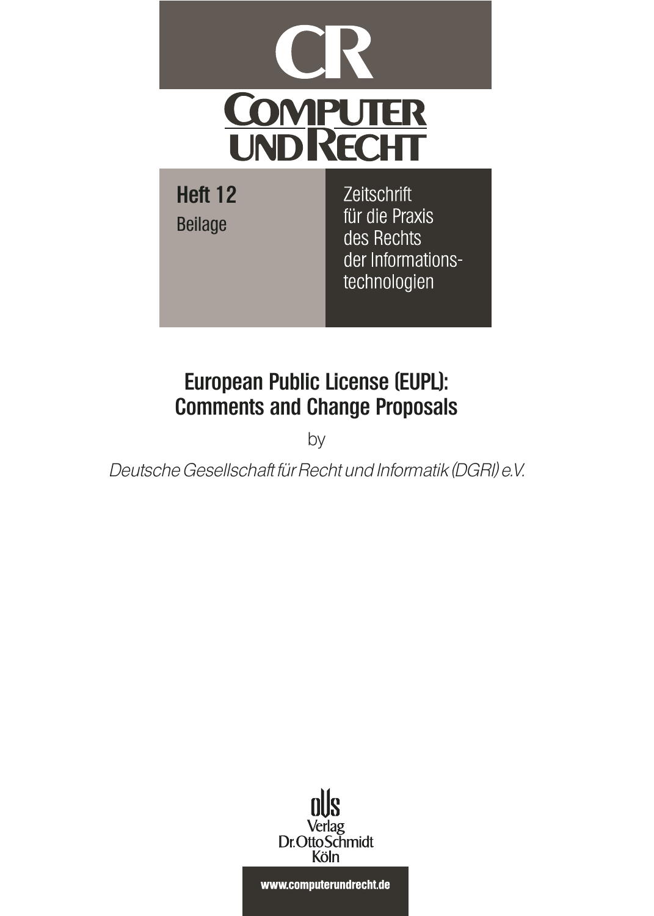# CR

# Computer und Recht

**Heft 12**

Beilage

Zeitschrift für die Praxis des Rechts der Informationstechnologien

## European Public License (EUPL): Comments and Change Proposals

by

*Deutsche Gesellschaft für Recht und Informatik (DGRI) e.V.*

Verlag Dr. Otto Schmidt Köln

**www.computerundrecht.de**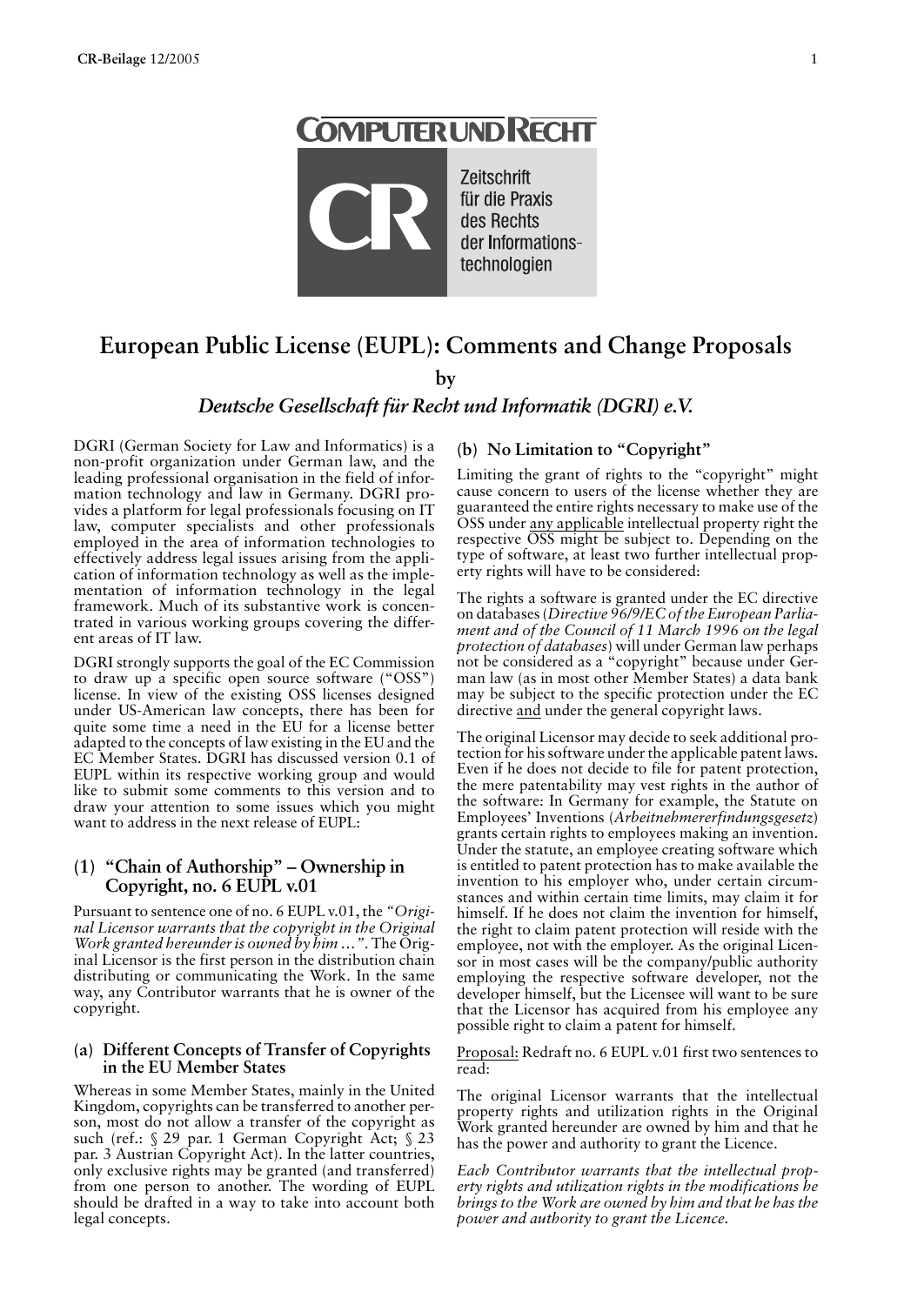# European Public License (EUPL): Comments and Change Proposals

**by**

***Deutsche Gesellschaft für Recht und Informatik (DGRI) e.V.***

DGRI (German Society for Law and Informatics) is a non-profit organization under German law, and the leading professional organisation in the field of information technology and law in Germany. DGRI provides a platform for legal professionals focusing on IT law, computer specialists and other professionals employed in the area of information technologies to effectively address legal issues arising from the application of information technology as well as the implementation of information technology in the legal framework. Much of its substantive work is concentrated in various working groups covering the different areas of IT law.

DGRI strongly supports the goal of the EC Commission to draw up a specific open source software ("OSS") license. In view of the existing OSS licenses designed under US-American law concepts, there has been for quite some time a need in the EU for a license better adapted to the concepts of law existing in the EU and the EC Member States. DGRI has discussed version 0.1 of EUPL within its respective working group and would like to submit some comments to this version and to draw your attention to some issues which you might want to address in the next release of EUPL:

## (1) "Chain of Authorship" – Ownership in Copyright, no. 6 EUPL v.01

Pursuant to sentence one of no. 6 EUPL v.01, the "*Original Licensor warrants that the copyright in the Original Work granted hereunder is owned by him …*". The Original Licensor is the first person in the distribution chain distributing or communicating the Work. In the same way, any Contributor warrants that he is owner of the copyright.

### (a) Different Concepts of Transfer of Copyrights in the EU Member States

Whereas in some Member States, mainly in the United Kingdom, copyrights can be transferred to another person, most do not allow a transfer of the copyright as such (ref.: § 29 par. 1 German Copyright Act; § 23 par. 3 Austrian Copyright Act). In the latter countries, only exclusive rights may be granted (and transferred) from one person to another. The wording of EUPL should be drafted in a way to take into account both legal concepts.

### (b) No Limitation to "Copyright"

Limiting the grant of rights to the "copyright" might cause concern to users of the license whether they are guaranteed the entire rights necessary to make use of the OSS under <u>any applicable</u> intellectual property right the respective OSS might be subject to. Depending on the type of software, at least two further intellectual property rights will have to be considered:

The rights a software is granted under the EC directive on databases (*Directive 96/9/EC of the European Parliament and of the Council of 11 March 1996 on the legal protection of databases*) will under German law perhaps not be considered as a "copyright" because under German law (as in most other Member States) a data bank may be subject to the specific protection under the EC directive <u>and</u> under the general copyright laws.

The original Licensor may decide to seek additional protection for his software under the applicable patent laws. Even if he does not decide to file for patent protection, the mere patentability may vest rights in the author of the software: In Germany for example, the Statute on Employees' Inventions (*Arbeitnehmererfindungsgesetz*) grants certain rights to employees making an invention. Under the statute, an employee creating software which is entitled to patent protection has to make available the invention to his employer who, under certain circumstances and within certain time limits, may claim it for himself. If he does not claim the invention for himself, the right to claim patent protection will reside with the employee, not with the employer. As the original Licensor in most cases will be the company/public authority employing the respective software developer, not the developer himself, but the Licensee will want to be sure that the Licensor has acquired from his employee any possible right to claim a patent for himself.

<u>Proposal:</u> Redraft no. 6 EUPL v.01 first two sentences to read:

The original Licensor warrants that the intellectual property rights and utilization rights in the Original Work granted hereunder are owned by him and that he has the power and authority to grant the Licence.

*Each Contributor warrants that the intellectual property rights and utilization rights in the modifications he brings to the Work are owned by him and that he has the power and authority to grant the Licence.*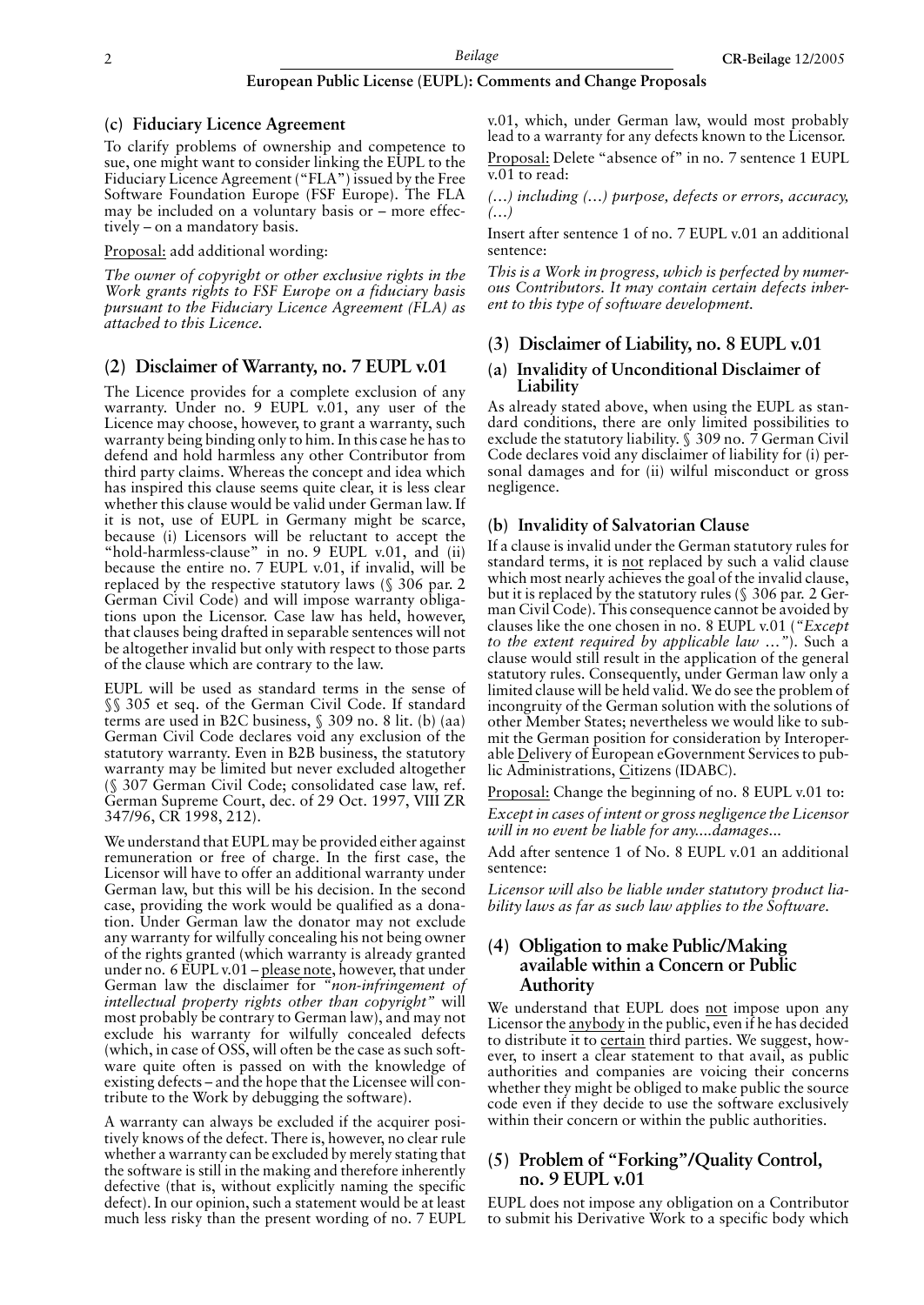### (c) Fiduciary Licence Agreement

To clarify problems of ownership and competence to sue, one might want to consider linking the EUPL to the Fiduciary Licence Agreement ("FLA") issued by the Free Software Foundation Europe (FSF Europe). The FLA may be included on a voluntary basis or – more effectively – on a mandatory basis.

Proposal: add additional wording:

*The owner of copyright or other exclusive rights in the Work grants rights to FSF Europe on a fiduciary basis pursuant to the Fiduciary Licence Agreement (FLA) as attached to this Licence.*

## (2) Disclaimer of Warranty, no. 7 EUPL v.01

The Licence provides for a complete exclusion of any warranty. Under no. 9 EUPL v.01, any user of the Licence may choose, however, to grant a warranty, such warranty being binding only to him. In this case he has to defend and hold harmless any other Contributor from third party claims. Whereas the concept and idea which has inspired this clause seems quite clear, it is less clear whether this clause would be valid under German law. If it is not, use of EUPL in Germany might be scarce, because (i) Licensors will be reluctant to accept the "hold-harmless-clause" in no. 9 EUPL v.01, and (ii) because the entire no. 7 EUPL v.01, if invalid, will be replaced by the respective statutory laws (§ 306 par. 2 German Civil Code) and will impose warranty obligations upon the Licensor. Case law has held, however, that clauses being drafted in separable sentences will not be altogether invalid but only with respect to those parts of the clause which are contrary to the law.

EUPL will be used as standard terms in the sense of §§ 305 et seq. of the German Civil Code. If standard terms are used in B2C business, § 309 no. 8 lit. (b) (aa) German Civil Code declares void any exclusion of the statutory warranty. Even in B2B business, the statutory warranty may be limited but never excluded altogether (§ 307 German Civil Code; consolidated case law, ref. German Supreme Court, dec. of 29 Oct. 1997, VIII ZR 347/96, CR 1998, 212).

We understand that EUPL may be provided either against remuneration or free of charge. In the first case, the Licensor will have to offer an additional warranty under German law, but this will be his decision. In the second case, providing the work would be qualified as a donation. Under German law the donator may not exclude any warranty for wilfully concealing his not being owner of the rights granted (which warranty is already granted under no. 6 EUPL v.01 – please note, however, that under German law the disclaimer for *"non-infringement of intellectual property rights other than copyright"* will most probably be contrary to German law), and may not exclude his warranty for wilfully concealed defects (which, in case of OSS, will often be the case as such software quite often is passed on with the knowledge of existing defects – and the hope that the Licensee will contribute to the Work by debugging the software).

A warranty can always be excluded if the acquirer positively knows of the defect. There is, however, no clear rule whether a warranty can be excluded by merely stating that the software is still in the making and therefore inherently defective (that is, without explicitly naming the specific defect). In our opinion, such a statement would be at least much less risky than the present wording of no. 7 EUPL v.01, which, under German law, would most probably lead to a warranty for any defects known to the Licensor.

Proposal: Delete "absence of" in no. 7 sentence 1 EUPL v.01 to read:

*(…) including (…) purpose, defects or errors, accuracy, (…)*

Insert after sentence 1 of no. 7 EUPL v.01 an additional sentence:

*This is a Work in progress, which is perfected by numerous Contributors. It may contain certain defects inherent to this type of software development.*

## (3) Disclaimer of Liability, no. 8 EUPL v.01

### (a) Invalidity of Unconditional Disclaimer of Liability

As already stated above, when using the EUPL as standard conditions, there are only limited possibilities to exclude the statutory liability. § 309 no. 7 German Civil Code declares void any disclaimer of liability for (i) personal damages and for (ii) wilful misconduct or gross negligence.

### (b) Invalidity of Salvatorian Clause

If a clause is invalid under the German statutory rules for standard terms, it is not replaced by such a valid clause which most nearly achieves the goal of the invalid clause, but it is replaced by the statutory rules (§ 306 par. 2 German Civil Code). This consequence cannot be avoided by clauses like the one chosen in no. 8 EUPL v.01 (*"Except to the extent required by applicable law …"*). Such a clause would still result in the application of the general statutory rules. Consequently, under German law only a limited clause will be held valid. We do see the problem of incongruity of the German solution with the solutions of other Member States; nevertheless we would like to submit the German position for consideration by Interoperable Delivery of European eGovernment Services to public Administrations, Citizens (IDABC).

Proposal: Change the beginning of no. 8 EUPL v.01 to:

*Except in cases of intent or gross negligence the Licensor will in no event be liable for any....damages...*

Add after sentence 1 of No. 8 EUPL v.01 an additional sentence:

*Licensor will also be liable under statutory product liability laws as far as such law applies to the Software.*

## (4) Obligation to make Public/Making available within a Concern or Public Authority

We understand that EUPL does not impose upon any Licensor the anybody in the public, even if he has decided to distribute it to certain third parties. We suggest, however, to insert a clear statement to that avail, as public authorities and companies are voicing their concerns whether they might be obliged to make public the source code even if they decide to use the software exclusively within their concern or within the public authorities.

## (5) Problem of "Forking"/Quality Control, no. 9 EUPL v.01

EUPL does not impose any obligation on a Contributor to submit his Derivative Work to a specific body which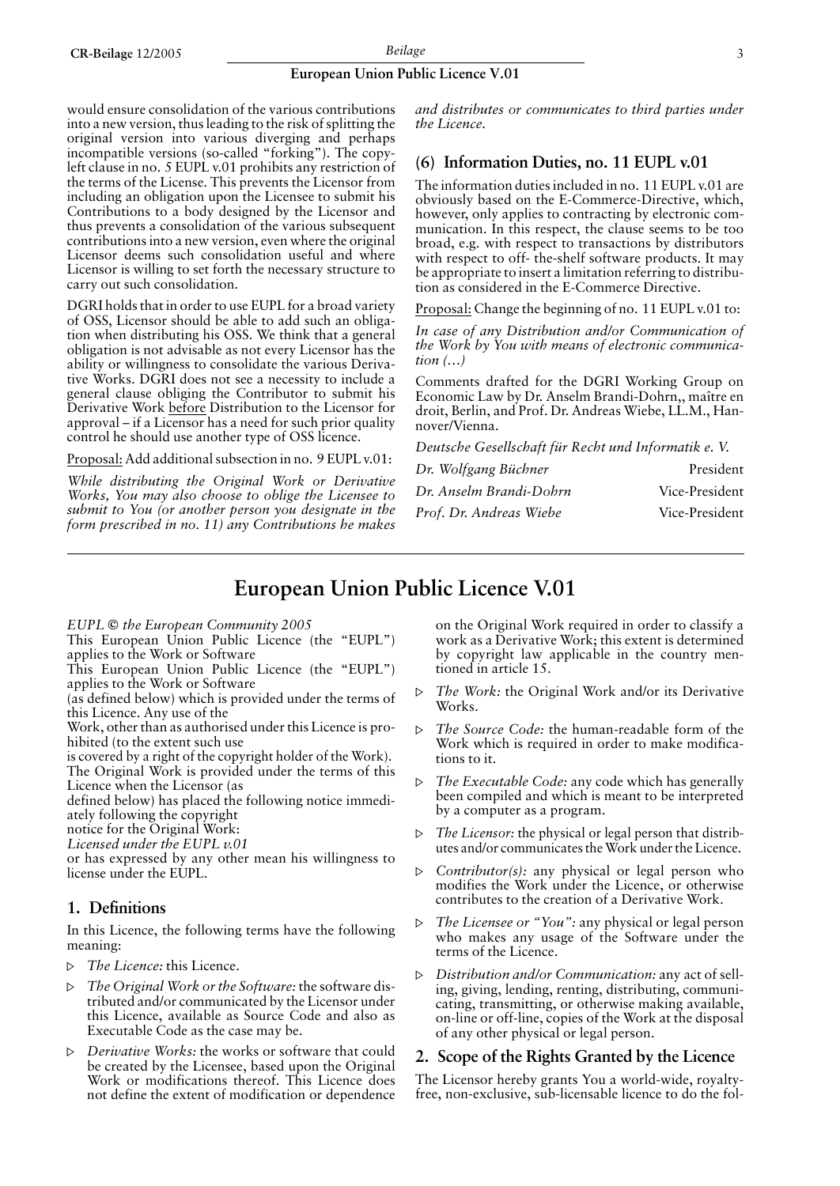would ensure consolidation of the various contributions into a new version, thus leading to the risk of splitting the original version into various diverging and perhaps incompatible versions (so-called "forking"). The copyleft clause in no. 5 EUPL v.01 prohibits any restriction of the terms of the License. This prevents the Licensor from including an obligation upon the Licensee to submit his Contributions to a body designed by the Licensor and thus prevents a consolidation of the various subsequent contributions into a new version, even where the original Licensor deems such consolidation useful and where Licensor is willing to set forth the necessary structure to carry out such consolidation.

DGRI holds that in order to use EUPL for a broad variety of OSS, Licensor should be able to add such an obligation when distributing his OSS. We think that a general obligation is not advisable as not every Licensor has the ability or willingness to consolidate the various Derivative Works. DGRI does not see a necessity to include a general clause obliging the Contributor to submit his Derivative Work before Distribution to the Licensor for approval – if a Licensor has a need for such prior quality control he should use another type of OSS licence.

Proposal: Add additional subsection in no. 9 EUPL v.01:

*While distributing the Original Work or Derivative Works, You may also choose to oblige the Licensee to submit to You (or another person you designate in the form prescribed in no. 11) any Contributions he makes and distributes or communicates to third parties under the Licence.*

## (6) Information Duties, no. 11 EUPL v.01

The information duties included in no. 11 EUPL v.01 are obviously based on the E-Commerce-Directive, which, however, only applies to contracting by electronic communication. In this respect, the clause seems to be too broad, e.g. with respect to transactions by distributors with respect to off- the-shelf software products. It may be appropriate to insert a limitation referring to distribution as considered in the E-Commerce Directive.

Proposal: Change the beginning of no. 11 EUPL v.01 to:

*In case of any Distribution and/or Communication of the Work by You with means of electronic communication (…)*

Comments drafted for the DGRI Working Group on Economic Law by Dr. Anselm Brandi-Dohrn,, maître en droit, Berlin, and Prof. Dr. Andreas Wiebe, LL.M., Hannover/Vienna.

*Deutsche Gesellschaft für Recht und Informatik e. V.*

*Dr. Wolfgang Büchner* President
*Dr. Anselm Brandi-Dohrn* Vice-President
*Prof. Dr. Andreas Wiebe* Vice-President

# European Union Public Licence V.01

*EUPL © the European Community 2005*

This European Union Public Licence (the "EUPL") applies to the Work or Software

This European Union Public Licence (the "EUPL") applies to the Work or Software

(as defined below) which is provided under the terms of this Licence. Any use of the

Work, other than as authorised under this Licence is prohibited (to the extent such use

is covered by a right of the copyright holder of the Work).

The Original Work is provided under the terms of this Licence when the Licensor (as

defined below) has placed the following notice immediately following the copyright

notice for the Original Work:

*Licensed under the EUPL v.01*

or has expressed by any other mean his willingness to license under the EUPL.

## 1. Definitions

In this Licence, the following terms have the following meaning:

- *The Licence:* this Licence.
- *The Original Work or the Software:* the software distributed and/or communicated by the Licensor under this Licence, available as Source Code and also as Executable Code as the case may be.
- *Derivative Works:* the works or software that could be created by the Licensee, based upon the Original Work or modifications thereof. This Licence does not define the extent of modification or dependence on the Original Work required in order to classify a work as a Derivative Work; this extent is determined by copyright law applicable in the country mentioned in article 15.
- *The Work:* the Original Work and/or its Derivative Works.
- *The Source Code:* the human-readable form of the Work which is required in order to make modifications to it.
- *The Executable Code:* any code which has generally been compiled and which is meant to be interpreted by a computer as a program.
- *The Licensor:* the physical or legal person that distributes and/or communicates the Work under the Licence.
- *Contributor(s):* any physical or legal person who modifies the Work under the Licence, or otherwise contributes to the creation of a Derivative Work.
- *The Licensee or "You":* any physical or legal person who makes any usage of the Software under the terms of the Licence.
- *Distribution and/or Communication:* any act of selling, giving, lending, renting, distributing, communicating, transmitting, or otherwise making available, on-line or off-line, copies of the Work at the disposal of any other physical or legal person.

## 2. Scope of the Rights Granted by the Licence

The Licensor hereby grants You a world-wide, royalty-free, non-exclusive, sub-licensable licence to do the fol-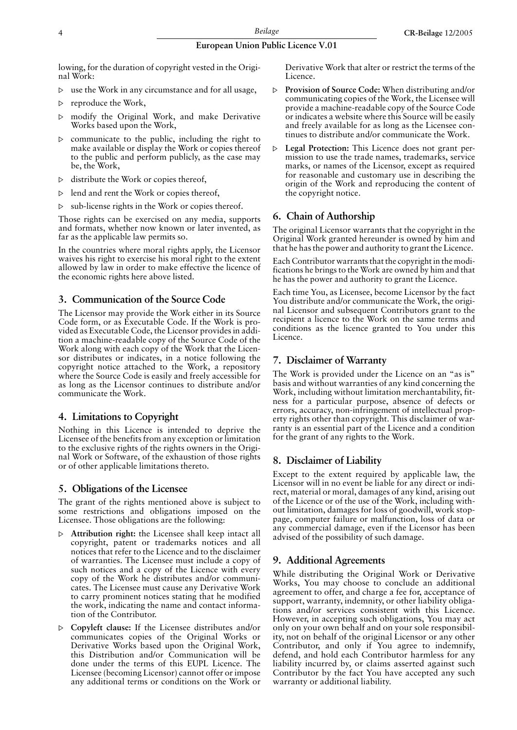lowing, for the duration of copyright vested in the Original Work:

- use the Work in any circumstance and for all usage,
- reproduce the Work,
- modify the Original Work, and make Derivative Works based upon the Work,
- communicate to the public, including the right to make available or display the Work or copies thereof to the public and perform publicly, as the case may be, the Work,
- distribute the Work or copies thereof,
- lend and rent the Work or copies thereof,
- sub-license rights in the Work or copies thereof.

Those rights can be exercised on any media, supports and formats, whether now known or later invented, as far as the applicable law permits so.

In the countries where moral rights apply, the Licensor waives his right to exercise his moral right to the extent allowed by law in order to make effective the licence of the economic rights here above listed.

## 3. Communication of the Source Code

The Licensor may provide the Work either in its Source Code form, or as Executable Code. If the Work is provided as Executable Code, the Licensor provides in addition a machine-readable copy of the Source Code of the Work along with each copy of the Work that the Licensor distributes or indicates, in a notice following the copyright notice attached to the Work, a repository where the Source Code is easily and freely accessible for as long as the Licensor continues to distribute and/or communicate the Work.

## 4. Limitations to Copyright

Nothing in this Licence is intended to deprive the Licensee of the benefits from any exception or limitation to the exclusive rights of the rights owners in the Original Work or Software, of the exhaustion of those rights or of other applicable limitations thereto.

## 5. Obligations of the Licensee

The grant of the rights mentioned above is subject to some restrictions and obligations imposed on the Licensee. Those obligations are the following:

- **Attribution right:** the Licensee shall keep intact all copyright, patent or trademarks notices and all notices that refer to the Licence and to the disclaimer of warranties. The Licensee must include a copy of such notices and a copy of the Licence with every copy of the Work he distributes and/or communicates. The Licensee must cause any Derivative Work to carry prominent notices stating that he modified the work, indicating the name and contact information of the Contributor.
- **Copyleft clause:** If the Licensee distributes and/or communicates copies of the Original Works or Derivative Works based upon the Original Work, this Distribution and/or Communication will be done under the terms of this EUPL Licence. The Licensee (becoming Licensor) cannot offer or impose any additional terms or conditions on the Work or Derivative Work that alter or restrict the terms of the Licence.
- **Provision of Source Code:** When distributing and/or communicating copies of the Work, the Licensee will provide a machine-readable copy of the Source Code or indicates a website where this Source will be easily and freely available for as long as the Licensee continues to distribute and/or communicate the Work.
- **Legal Protection:** This Licence does not grant permission to use the trade names, trademarks, service marks, or names of the Licensor, except as required for reasonable and customary use in describing the origin of the Work and reproducing the content of the copyright notice.

## 6. Chain of Authorship

The original Licensor warrants that the copyright in the Original Work granted hereunder is owned by him and that he has the power and authority to grant the Licence.

Each Contributor warrants that the copyright in the modifications he brings to the Work are owned by him and that he has the power and authority to grant the Licence.

Each time You, as Licensee, become Licensor by the fact You distribute and/or communicate the Work, the original Licensor and subsequent Contributors grant to the recipient a licence to the Work on the same terms and conditions as the licence granted to You under this Licence.

## 7. Disclaimer of Warranty

The Work is provided under the Licence on an "as is" basis and without warranties of any kind concerning the Work, including without limitation merchantability, fitness for a particular purpose, absence of defects or errors, accuracy, non-infringement of intellectual property rights other than copyright. This disclaimer of warranty is an essential part of the Licence and a condition for the grant of any rights to the Work.

## 8. Disclaimer of Liability

Except to the extent required by applicable law, the Licensor will in no event be liable for any direct or indirect, material or moral, damages of any kind, arising out of the Licence or of the use of the Work, including without limitation, damages for loss of goodwill, work stoppage, computer failure or malfunction, loss of data or any commercial damage, even if the Licensor has been advised of the possibility of such damage.

## 9. Additional Agreements

While distributing the Original Work or Derivative Works, You may choose to conclude an additional agreement to offer, and charge a fee for, acceptance of support, warranty, indemnity, or other liability obligations and/or services consistent with this Licence. However, in accepting such obligations, You may act only on your own behalf and on your sole responsibility, not on behalf of the original Licensor or any other Contributor, and only if You agree to indemnify, defend, and hold each Contributor harmless for any liability incurred by, or claims asserted against such Contributor by the fact You have accepted any such warranty or additional liability.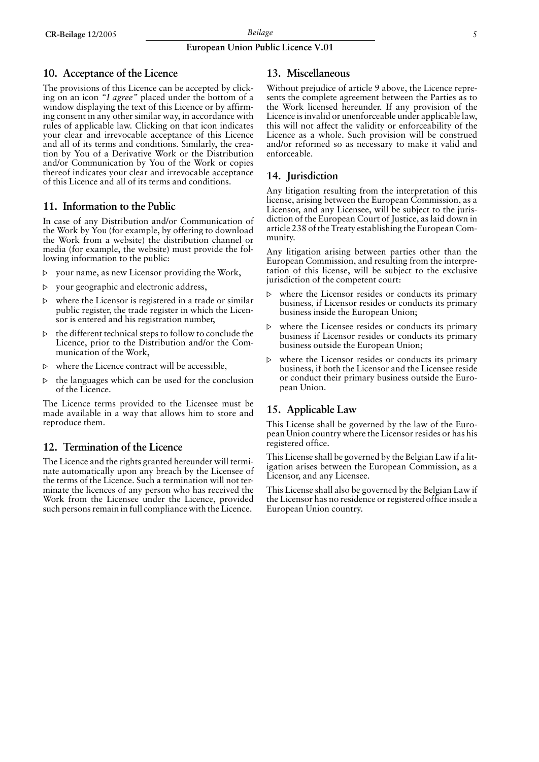## 10. Acceptance of the Licence

The provisions of this Licence can be accepted by clicking on an icon *"I agree"* placed under the bottom of a window displaying the text of this Licence or by affirming consent in any other similar way, in accordance with rules of applicable law. Clicking on that icon indicates your clear and irrevocable acceptance of this Licence and all of its terms and conditions. Similarly, the creation by You of a Derivative Work or the Distribution and/or Communication by You of the Work or copies thereof indicates your clear and irrevocable acceptance of this Licence and all of its terms and conditions.

## 11. Information to the Public

In case of any Distribution and/or Communication of the Work by You (for example, by offering to download the Work from a website) the distribution channel or media (for example, the website) must provide the following information to the public:

- your name, as new Licensor providing the Work,
- your geographic and electronic address,
- where the Licensor is registered in a trade or similar public register, the trade register in which the Licensor is entered and his registration number,
- the different technical steps to follow to conclude the Licence, prior to the Distribution and/or the Communication of the Work,
- where the Licence contract will be accessible,
- the languages which can be used for the conclusion of the Licence.

The Licence terms provided to the Licensee must be made available in a way that allows him to store and reproduce them.

## 12. Termination of the Licence

The Licence and the rights granted hereunder will terminate automatically upon any breach by the Licensee of the terms of the Licence. Such a termination will not terminate the licences of any person who has received the Work from the Licensee under the Licence, provided such persons remain in full compliance with the Licence.

## 13. Miscellaneous

Without prejudice of article 9 above, the Licence represents the complete agreement between the Parties as to the Work licensed hereunder. If any provision of the Licence is invalid or unenforceable under applicable law, this will not affect the validity or enforceability of the Licence as a whole. Such provision will be construed and/or reformed so as necessary to make it valid and enforceable.

## 14. Jurisdiction

Any litigation resulting from the interpretation of this license, arising between the European Commission, as a Licensor, and any Licensee, will be subject to the jurisdiction of the European Court of Justice, as laid down in article 238 of the Treaty establishing the European Community.

Any litigation arising between parties other than the European Commission, and resulting from the interpretation of this license, will be subject to the exclusive jurisdiction of the competent court:

- where the Licensor resides or conducts its primary business, if Licensor resides or conducts its primary business inside the European Union;
- where the Licensee resides or conducts its primary business if Licensor resides or conducts its primary business outside the European Union;
- where the Licensor resides or conducts its primary business, if both the Licensor and the Licensee reside or conduct their primary business outside the European Union.

## 15. Applicable Law

This License shall be governed by the law of the European Union country where the Licensor resides or has his registered office.

This License shall be governed by the Belgian Law if a litigation arises between the European Commission, as a Licensor, and any Licensee.

This License shall also be governed by the Belgian Law if the Licensor has no residence or registered office inside a European Union country.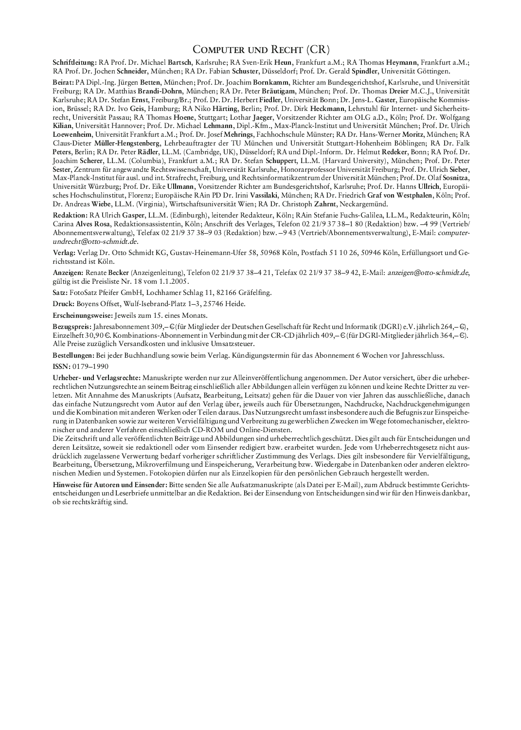# Computer und Recht (CR)

**Schriftleitung:** RA Prof. Dr. Michael **Bartsch**, Karlsruhe; RA Sven-Erik **Heun**, Frankfurt a.M.; RA Thomas **Heymann**, Frankfurt a.M.; RA Prof. Dr. Jochen **Schneider**, München; RA Dr. Fabian **Schuster**, Düsseldorf; Prof. Dr. Gerald **Spindler**, Universität Göttingen.

**Beirat:** PA Dipl.-Ing. Jürgen **Betten**, München; Prof. Dr. Joachim **Bornkamm**, Richter am Bundesgerichtshof, Karlsruhe, und Universität Freiburg; RA Dr. Matthias **Brandi-Dohrn**, München; RA Dr. Peter **Bräutigam**, München; Prof. Dr. Thomas **Dreier** M.C.J., Universität Karlsruhe; RA Dr. Stefan **Ernst**, Freiburg/Br.; Prof. Dr. Herbert **Fiedler**, Universität Bonn; Dr. Jens-L. **Gaster**, Europäische Kommission, Brüssel; RA Dr. Ivo **Geis**, Hamburg; RA Niko **Härting**, Berlin; Prof. Dr. Dirk **Heckmann**, Lehrstuhl für Internet- und Sicherheitsrecht, Universität Passau; RA Thomas **Hoene**, Stuttgart; Lothar **Jaeger**, Vorsitzender Richter am OLG a.D., Köln; Prof. Dr. Wolfgang **Kilian**, Universität Hannover; Prof. Dr. Michael **Lehmann**, Dipl.-Kfm., Max-Planck-Institut und Universität München; Prof. Dr. Ulrich **Loewenheim**, Universität Frankfurt a.M.; Prof. Dr. Josef **Mehrings**, Fachhochschule Münster; RA Dr. Hans-Werner **Moritz**, München; RA Claus-Dieter **Müller-Hengstenberg**, Lehrbeauftragter der TU München und Universität Stuttgart-Hohenheim Böblingen; RA Dr. Falk **Peters**, Berlin; RA Dr. Peter **Rädler**, LL.M. (Cambridge, UK), Düsseldorf; RA und Dipl.-Inform. Dr. Helmut **Redeker**, Bonn; RA Prof. Dr. Joachim **Scherer**, LL.M. (Columbia), Frankfurt a.M.; RA Dr. Stefan **Schuppert**, LL.M. (Harvard University), München; Prof. Dr. Peter **Sester**, Zentrum für angewandte Rechtswissenschaft, Universität Karlsruhe, Honorarprofessor Universität Freiburg; Prof. Dr. Ulrich **Sieber**, Max-Planck-Institut für ausl. und int. Strafrecht, Freiburg, und Rechtsinformatikzentrum der Universität München; Prof. Dr. Olaf **Sosnitza**, Universität Würzburg; Prof. Dr. Eike **Ullmann**, Vorsitzender Richter am Bundesgerichtshof, Karlsruhe; Prof. Dr. Hanns **Ullrich**, Europäisches Hochschulinstitut, Florenz; Europäische RAin PD Dr. Irini **Vassilaki**, München; RA Dr. Friedrich **Graf von Westphalen**, Köln; Prof. Dr. Andreas **Wiebe**, LL.M. (Virginia), Wirtschaftsuniversität Wien; RA Dr. Christoph **Zahrnt**, Neckargemünd.

**Redaktion:** RA Ulrich **Gasper**, LL.M. (Edinburgh), leitender Redakteur, Köln; RAin Stefanie Fuchs-Galilea, LL.M., Redakteurin, Köln; Carina **Alves Rosa**, Redaktionsassistentin, Köln; Anschrift des Verlages, Telefon 02 21/9 37 38–1 80 (Redaktion) bzw. –4 99 (Vertrieb/ Abonnementsverwaltung), Telefax 02 21/9 37 38–9 03 (Redaktion) bzw. –9 43 (Vertrieb/Abonnementsverwaltung), E-Mail: *computerundrecht@otto-schmidt.de*.

**Verlag:** Verlag Dr. Otto Schmidt KG, Gustav-Heinemann-Ufer 58, 50968 Köln, Postfach 51 10 26, 50946 Köln, Erfüllungsort und Gerichtsstand ist Köln.

**Anzeigen:** Renate **Becker** (Anzeigenleitung), Telefon 02 21/9 37 38–4 21, Telefax 02 21/9 37 38–9 42, E-Mail: *anzeigen@otto-schmidt.de*, gültig ist die Preisliste Nr. 18 vom 1.1.2005.

**Satz:** FotoSatz Pfeifer GmbH, Lochhamer Schlag 11, 82166 Gräfelfing.

**Druck:** Boyens Offset, Wulf-Isebrand-Platz 1–3, 25746 Heide.

**Erscheinungsweise:** Jeweils zum 15. eines Monats.

**Bezugspreis:** Jahresabonnement 309,– € (für Mitglieder der Deutschen Gesellschaft für Recht und Informatik (DGRI) e.V. jährlich 264,– €), Einzelheft 30,90 €. Kombinations-Abonnement in Verbindung mit der CR-CD jährlich 409,– € (für DGRI-Mitglieder jährlich 364,– €). Alle Preise zuzüglich Versandkosten und inklusive Umsatzsteuer.

**Bestellungen:** Bei jeder Buchhandlung sowie beim Verlag. Kündigungstermin für das Abonnement 6 Wochen vor Jahresschluss.

**ISSN:** 0179–1990

**Urheber- und Verlagsrechte:** Manuskripte werden nur zur Alleinveröffentlichung angenommen. Der Autor versichert, über die urheberrechtlichen Nutzungsrechte an seinem Beitrag einschließlich aller Abbildungen allein verfügen zu können und keine Rechte Dritter zu verletzen. Mit Annahme des Manuskripts (Aufsatz, Bearbeitung, Leitsatz) gehen für die Dauer von vier Jahren das ausschließliche, danach das einfache Nutzungsrecht vom Autor auf den Verlag über, jeweils auch für Übersetzungen, Nachdrucke, Nachdruckgenehmigungen und die Kombination mit anderen Werken oder Teilen daraus. Das Nutzungsrecht umfasst insbesondere auch die Befugnis zur Einspeicherung in Datenbanken sowie zur weiteren Vervielfältigung und Verbreitung zu gewerblichen Zwecken im Wege fotomechanischer, elektronischer und anderer Verfahren einschließlich CD-ROM und Online-Diensten.
Die Zeitschrift und alle veröffentlichten Beiträge und Abbildungen sind urheberrechtlich geschützt. Dies gilt auch für Entscheidungen und deren Leitsätze, soweit sie redaktionell oder vom Einsender redigiert bzw. erarbeitet wurden. Jede vom Urheberrechtsgesetz nicht ausdrücklich zugelassene Verwertung bedarf vorheriger schriftlicher Zustimmung des Verlags. Dies gilt insbesondere für Vervielfältigung, Bearbeitung, Übersetzung, Mikroverfilmung und Einspeicherung, Verarbeitung bzw. Wiedergabe in Datenbanken oder anderen elektronischen Medien und Systemen. Fotokopien dürfen nur als Einzelkopien für den persönlichen Gebrauch hergestellt werden.

**Hinweise für Autoren und Einsender:** Bitte senden Sie alle Aufsatzmanuskripte (als Datei per E-Mail), zum Abdruck bestimmte Gerichtsentscheidungen und Leserbriefe unmittelbar an die Redaktion. Bei der Einsendung von Entscheidungen sind wir für den Hinweis dankbar, ob sie rechtskräftig sind.